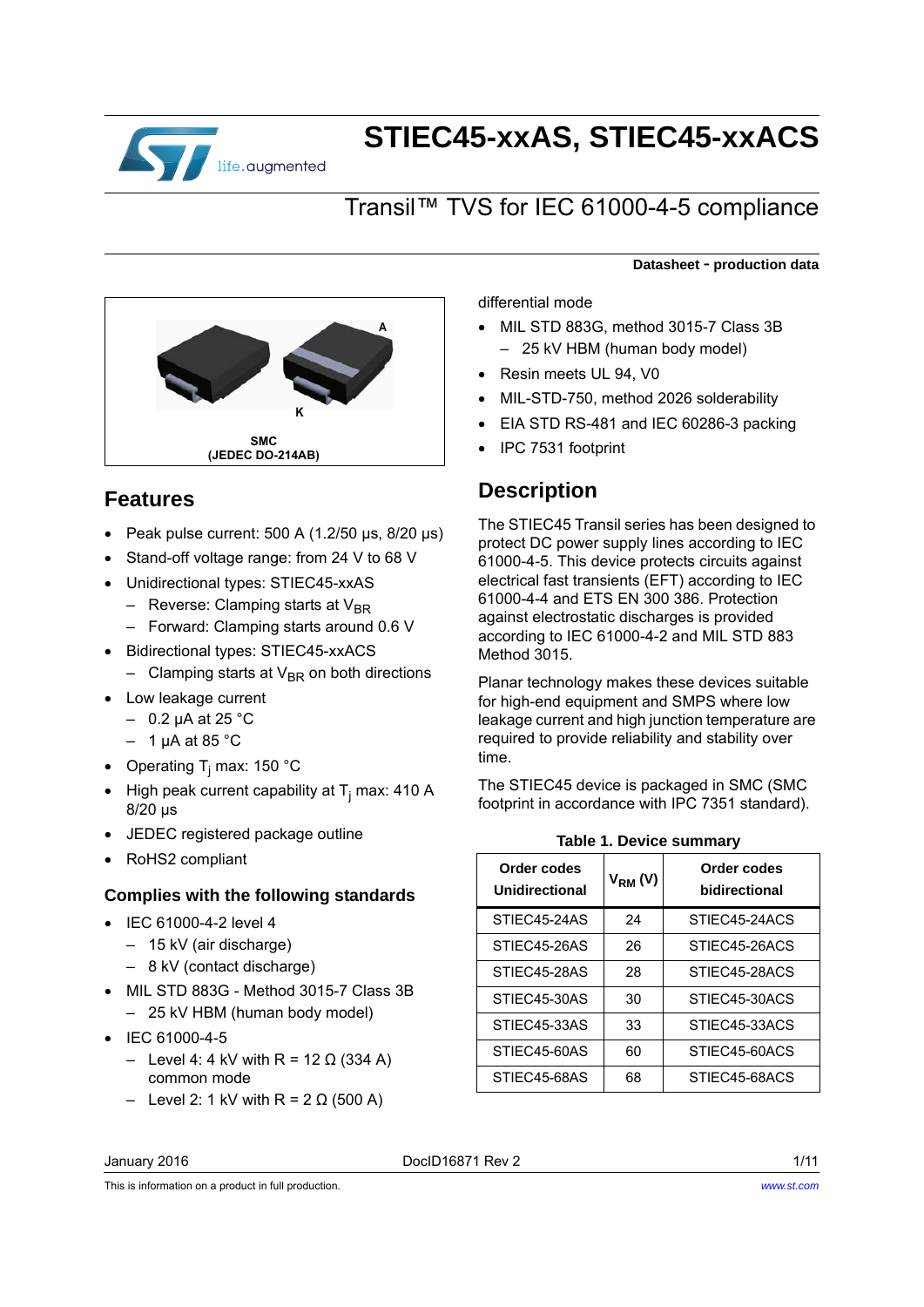# STIEC45-xxAS, STIEC45-xxACS

## Transil™ TVS for IEC 61000-4-5 compliance

**Datasheet - production data**

SMC
(JEDEC DO-214AB)

## Features

- Peak pulse current: 500 A (1.2/50 µs, 8/20 µs)
- Stand-off voltage range: from 24 V to 68 V
- Unidirectional types: STIEC45-xxAS
  - Reverse: Clamping starts at $V_{BR}$
  - Forward: Clamping starts around 0.6 V
- Bidirectional types: STIEC45-xxACS
  - Clamping starts at $V_{BR}$ on both directions
- Low leakage current
  - 0.2 µA at 25 °C
  - 1 µA at 85 °C
- Operating $T_j$ max: 150 °C
- High peak current capability at $T_j$ max: 410 A 8/20 µs
- JEDEC registered package outline
- RoHS2 compliant

### Complies with the following standards

- IEC 61000-4-2 level 4
  - 15 kV (air discharge)
  - 8 kV (contact discharge)
- MIL STD 883G - Method 3015-7 Class 3B
  - 25 kV HBM (human body model)
- IEC 61000-4-5
  - Level 4: 4 kV with R = 12 Ω (334 A) common mode
  - Level 2: 1 kV with R = 2 Ω (500 A) differential mode
- MIL STD 883G, method 3015-7 Class 3B
  - 25 kV HBM (human body model)
- Resin meets UL 94, V0
- MIL-STD-750, method 2026 solderability
- EIA STD RS-481 and IEC 60286-3 packing
- IPC 7531 footprint

## Description

The STIEC45 Transil series has been designed to protect DC power supply lines according to IEC 61000-4-5. This device protects circuits against electrical fast transients (EFT) according to IEC 61000-4-4 and ETS EN 300 386. Protection against electrostatic discharges is provided according to IEC 61000-4-2 and MIL STD 883 Method 3015.

Planar technology makes these devices suitable for high-end equipment and SMPS where low leakage current and high junction temperature are required to provide reliability and stability over time.

The STIEC45 device is packaged in SMC (SMC footprint in accordance with IPC 7351 standard).

**Table 1. Device summary**

| Order codes Unidirectional | $V_{RM}$ (V) | Order codes bidirectional |
|---|---|---|
| STIEC45-24AS | 24 | STIEC45-24ACS |
| STIEC45-26AS | 26 | STIEC45-26ACS |
| STIEC45-28AS | 28 | STIEC45-28ACS |
| STIEC45-30AS | 30 | STIEC45-30ACS |
| STIEC45-33AS | 33 | STIEC45-33ACS |
| STIEC45-60AS | 60 | STIEC45-60ACS |
| STIEC45-68AS | 68 | STIEC45-68ACS |

January 2016 DocID16871 Rev 2

This is information on a product in full production.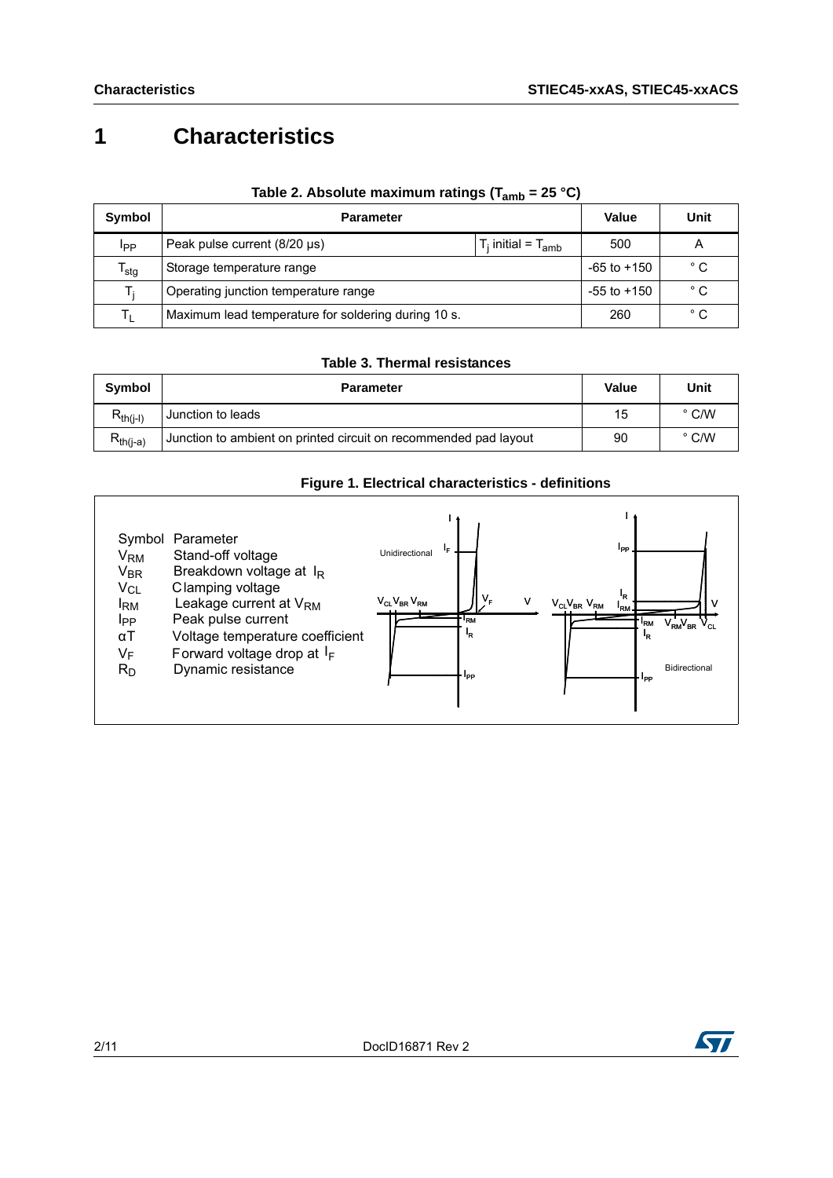# 1 Characteristics

**Table 2. Absolute maximum ratings ($T_{amb}$ = 25 °C)**

| Symbol | Parameter | | Value | Unit |
|---|---|---|---|---|
| $I_{PP}$ | Peak pulse current (8/20 µs) | $T_j$ initial = $T_{amb}$ | 500 | A |
| $T_{stg}$ | Storage temperature range | | -65 to +150 | ° C |
| $T_j$ | Operating junction temperature range | | -55 to +150 | ° C |
| $T_L$ | Maximum lead temperature for soldering during 10 s. | | 260 | ° C |

**Table 3. Thermal resistances**

| Symbol | Parameter | Value | Unit |
|---|---|---|---|
| $R_{th(j-l)}$ | Junction to leads | 15 | ° C/W |
| $R_{th(j-a)}$ | Junction to ambient on printed circuit on recommended pad layout | 90 | ° C/W |

**Figure 1. Electrical characteristics - definitions**

| Symbol | Parameter |
|---|---|
| $V_{RM}$ | Stand-off voltage |
| $V_{BR}$ | Breakdown voltage at $I_R$ |
| $V_{CL}$ | Clamping voltage |
| $I_{RM}$ | Leakage current at $V_{RM}$ |
| $I_{PP}$ | Peak pulse current |
| $\alpha T$ | Voltage temperature coefficient |
| $V_F$ | Forward voltage drop at $I_F$ |
| $R_D$ | Dynamic resistance |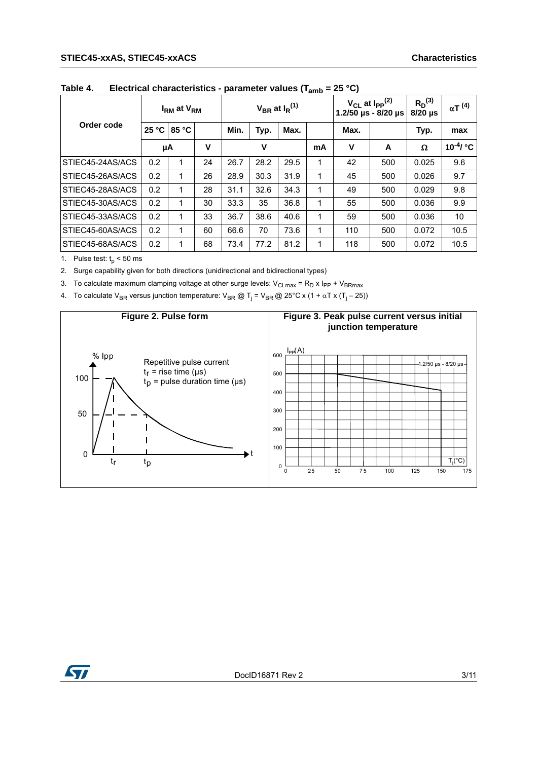Table 4. Electrical characteristics - parameter values ($T_{amb}$ = 25 °C)

| Order code | $I_{RM}$ at $V_{RM}$ | | | $V_{BR}$ at $I_R$ [(1)] | | | | $V_{CL}$ at $I_{PP}$ [(2)] 1.2/50 µs - 8/20 µs | | $R_D$ [(3)] 8/20 µs | $\alpha T$ [(4)] |
|---|---|---|---|---|---|---|---|---|---|---|---|
| | 25 °C | 85 °C | | Min. | Typ. | Max. | | Max. | | Typ. | max |
| | µA | | V | V | | | mA | V | A | Ω | $10^{-4}$/ °C |
| STIEC45-24AS/ACS | 0.2 | 1 | 24 | 26.7 | 28.2 | 29.5 | 1 | 42 | 500 | 0.025 | 9.6 |
| STIEC45-26AS/ACS | 0.2 | 1 | 26 | 28.9 | 30.3 | 31.9 | 1 | 45 | 500 | 0.026 | 9.7 |
| STIEC45-28AS/ACS | 0.2 | 1 | 28 | 31.1 | 32.6 | 34.3 | 1 | 49 | 500 | 0.029 | 9.8 |
| STIEC45-30AS/ACS | 0.2 | 1 | 30 | 33.3 | 35 | 36.8 | 1 | 55 | 500 | 0.036 | 9.9 |
| STIEC45-33AS/ACS | 0.2 | 1 | 33 | 36.7 | 38.6 | 40.6 | 1 | 59 | 500 | 0.036 | 10 |
| STIEC45-60AS/ACS | 0.2 | 1 | 60 | 66.6 | 70 | 73.6 | 1 | 110 | 500 | 0.072 | 10.5 |
| STIEC45-68AS/ACS | 0.2 | 1 | 68 | 73.4 | 77.2 | 81.2 | 1 | 118 | 500 | 0.072 | 10.5 |

1. Pulse test: $t_p$ < 50 ms
2. Surge capability given for both directions (unidirectional and bidirectional types)
3. To calculate maximum clamping voltage at other surge levels: $V_{CLmax} = R_D \times I_{PP} + V_{BRmax}$
4. To calculate $V_{BR}$ versus junction temperature: $V_{BR}$ @ $T_j$ = $V_{BR}$ @ 25°C x (1 + $\alpha T$ x ($T_j$ – 25))

**Figure 2. Pulse form**

% Ipp

Repetitive pulse current
$t_r$ = rise time (µs)
$t_p$ = pulse duration time (µs)

**Figure 3. Peak pulse current versus initial junction temperature**

$I_{PP}$(A) — 1.2/50 µs - 8/20 µs — $T_j$(°C)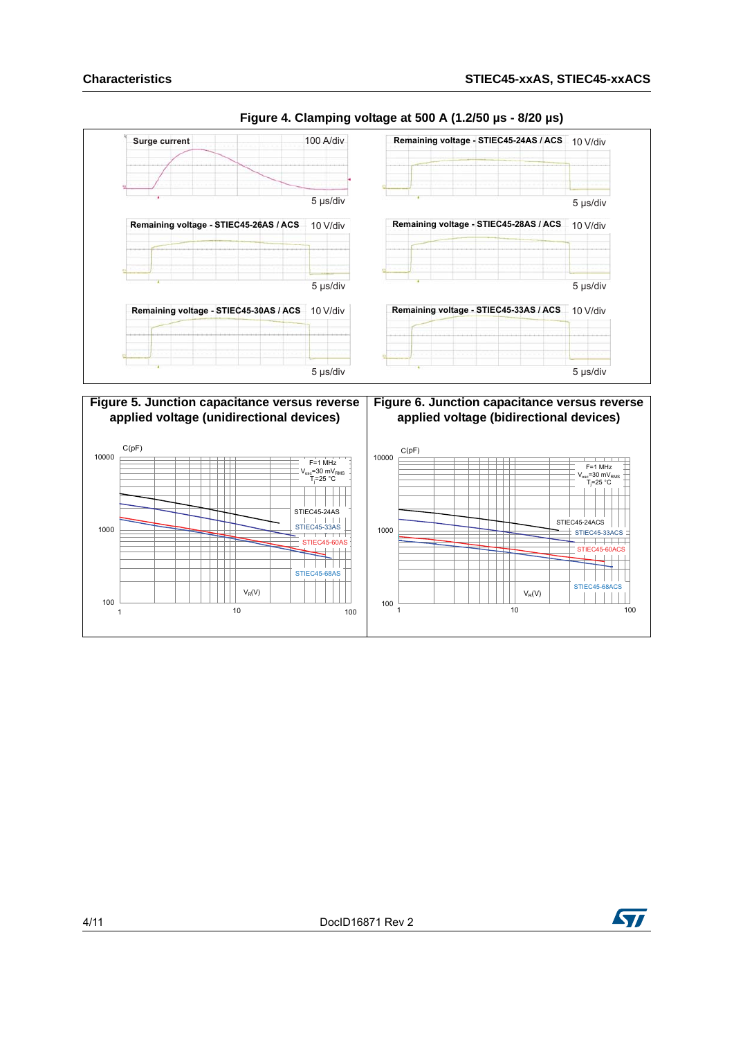**Figure 4. Clamping voltage at 500 A (1.2/50 µs - 8/20 µs)**

Surge current — 100 A/div — 5 µs/div

Remaining voltage - STIEC45-24AS / ACS — 10 V/div — 5 µs/div

Remaining voltage - STIEC45-26AS / ACS — 10 V/div — 5 µs/div

Remaining voltage - STIEC45-28AS / ACS — 10 V/div — 5 µs/div

Remaining voltage - STIEC45-30AS / ACS — 10 V/div — 5 µs/div

Remaining voltage - STIEC45-33AS / ACS — 10 V/div — 5 µs/div

**Figure 5. Junction capacitance versus reverse applied voltage (unidirectional devices)**

C(pF) vs $V_R$(V); F=1 MHz, $V_{osc}$=30 $mV_{RMS}$, $T_j$=25 °C; curves: STIEC45-24AS, STIEC45-33AS, STIEC45-60AS, STIEC45-68AS

**Figure 6. Junction capacitance versus reverse applied voltage (bidirectional devices)**

C(pF) vs $V_R$(V); F=1 MHz, $V_{osc}$=30 $mV_{RMS}$, $T_j$=25 °C; curves: STIEC45-24ACS, STIEC45-33ACS, STIEC45-60ACS, STIEC45-68ACS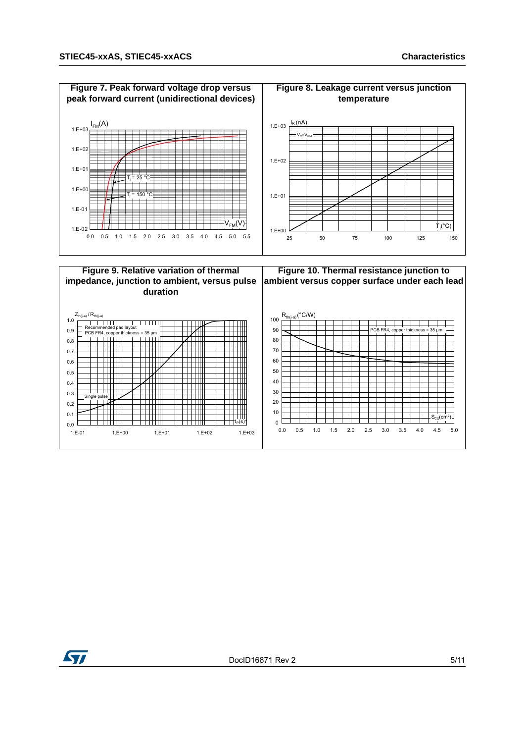**Figure 7. Peak forward voltage drop versus peak forward current (unidirectional devices)**

**Figure 8. Leakage current versus junction temperature**

**Figure 9. Relative variation of thermal impedance, junction to ambient, versus pulse duration**

**Figure 10. Thermal resistance junction to ambient versus copper surface under each lead**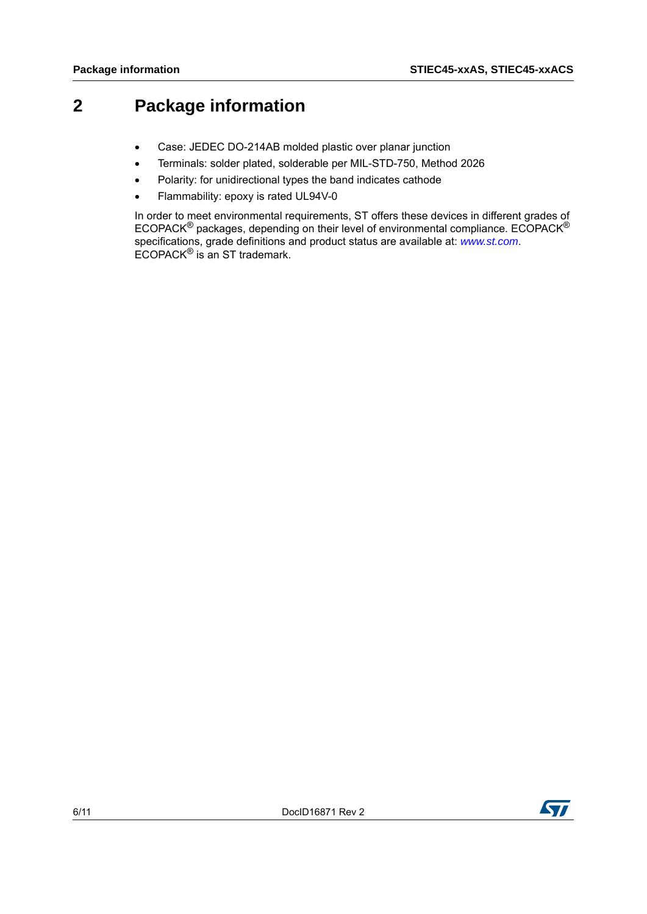# 2 Package information

- Case: JEDEC DO-214AB molded plastic over planar junction
- Terminals: solder plated, solderable per MIL-STD-750, Method 2026
- Polarity: for unidirectional types the band indicates cathode
- Flammability: epoxy is rated UL94V-0

In order to meet environmental requirements, ST offers these devices in different grades of ECOPACK® packages, depending on their level of environmental compliance. ECOPACK® specifications, grade definitions and product status are available at: *www.st.com*. ECOPACK® is an ST trademark.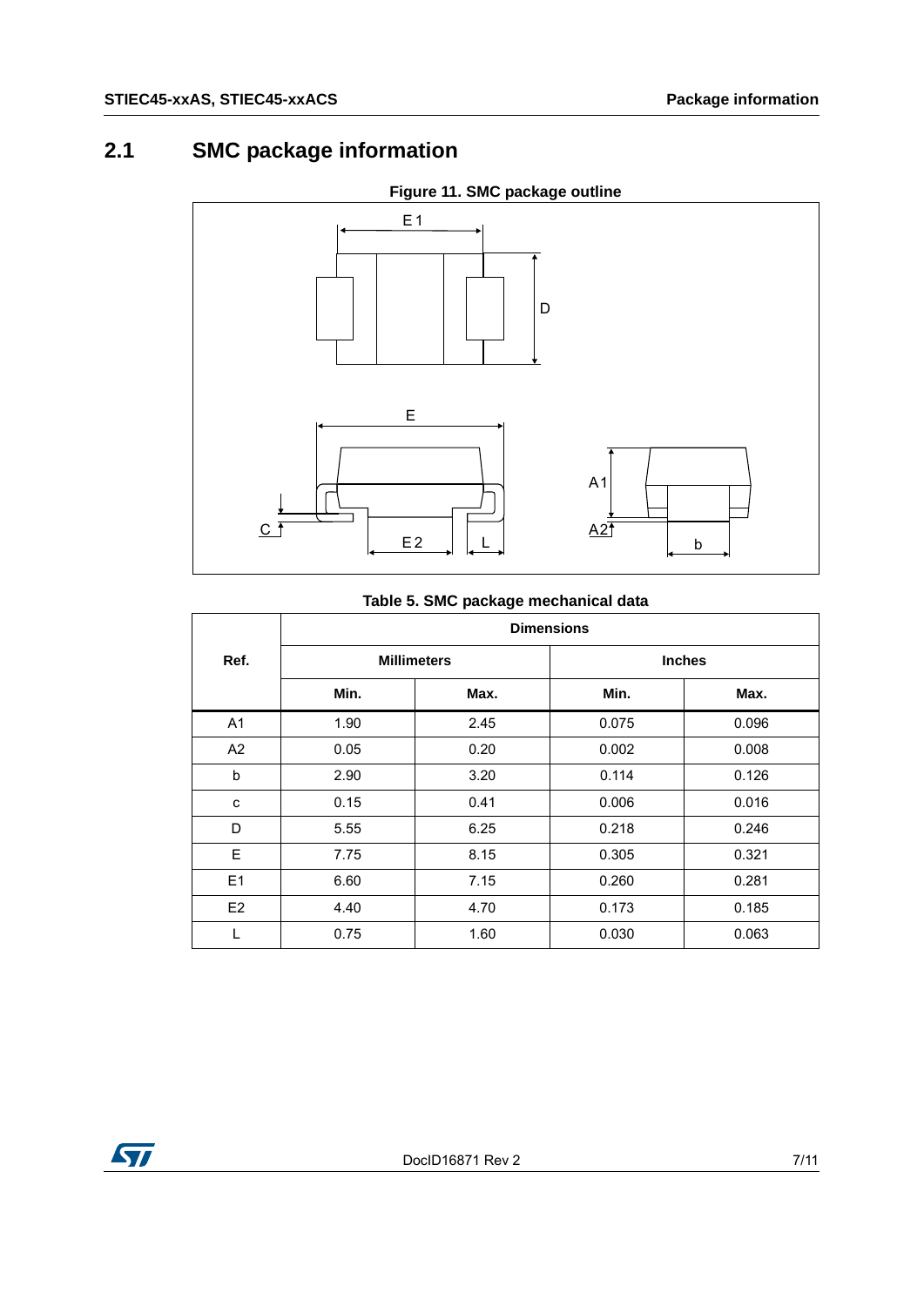## 2.1 SMC package information

**Figure 11. SMC package outline**

**Table 5. SMC package mechanical data**

| Ref. | Dimensions | | | |
|---|---|---|---|---|
| | Millimeters | | Inches | |
| | Min. | Max. | Min. | Max. |
| A1 | 1.90 | 2.45 | 0.075 | 0.096 |
| A2 | 0.05 | 0.20 | 0.002 | 0.008 |
| b | 2.90 | 3.20 | 0.114 | 0.126 |
| c | 0.15 | 0.41 | 0.006 | 0.016 |
| D | 5.55 | 6.25 | 0.218 | 0.246 |
| E | 7.75 | 8.15 | 0.305 | 0.321 |
| E1 | 6.60 | 7.15 | 0.260 | 0.281 |
| E2 | 4.40 | 4.70 | 0.173 | 0.185 |
| L | 0.75 | 1.60 | 0.030 | 0.063 |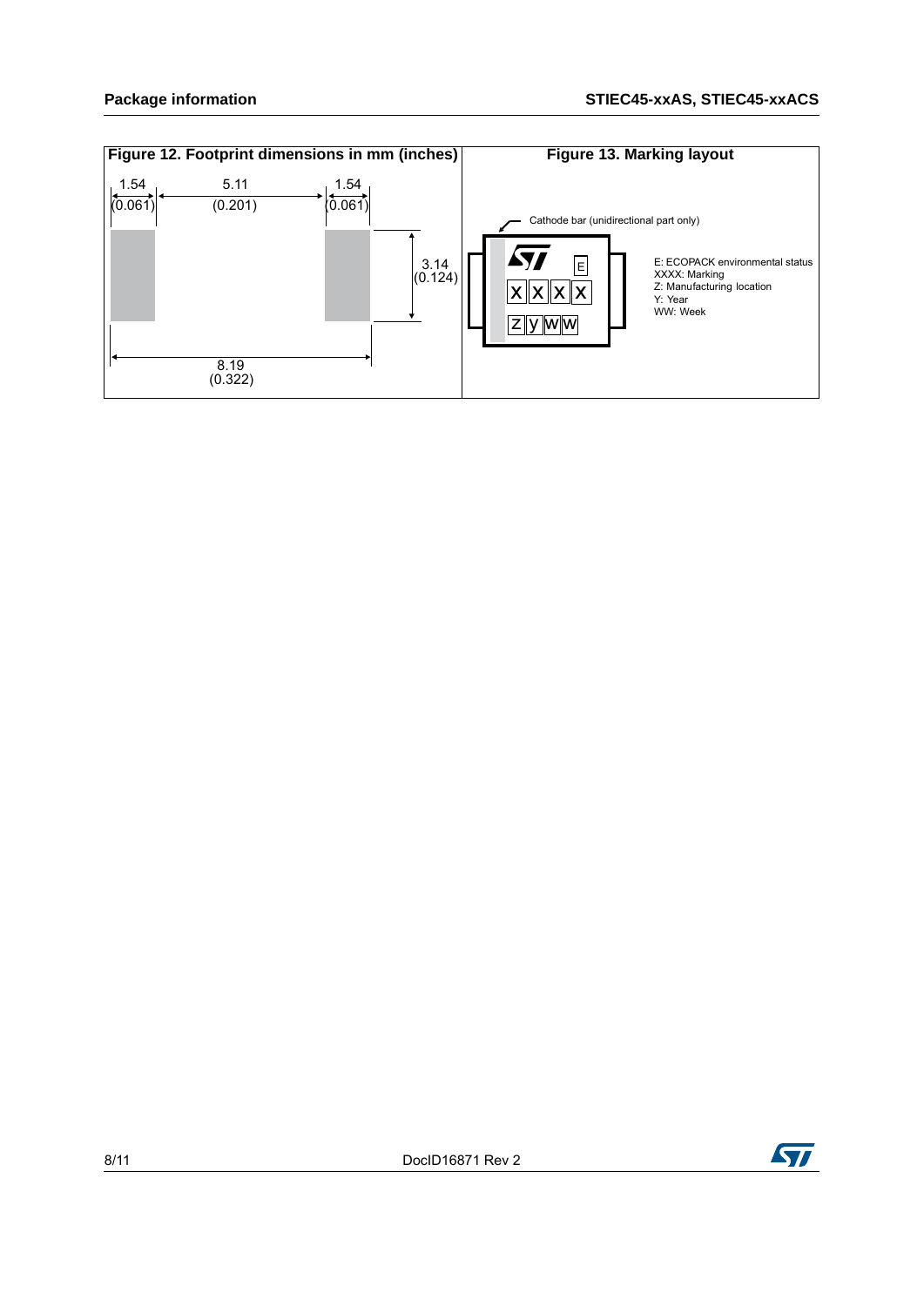**Figure 12. Footprint dimensions in mm (inches)**

1.54 (0.061) | 5.11 (0.201) | 1.54 (0.061)

3.14 (0.124)

8.19 (0.322)

**Figure 13. Marking layout**

Cathode bar (unidirectional part only)

E

X X X X

Z Y W W

E: ECOPACK environmental status
XXXX: Marking
Z: Manufacturing location
Y: Year
WW: Week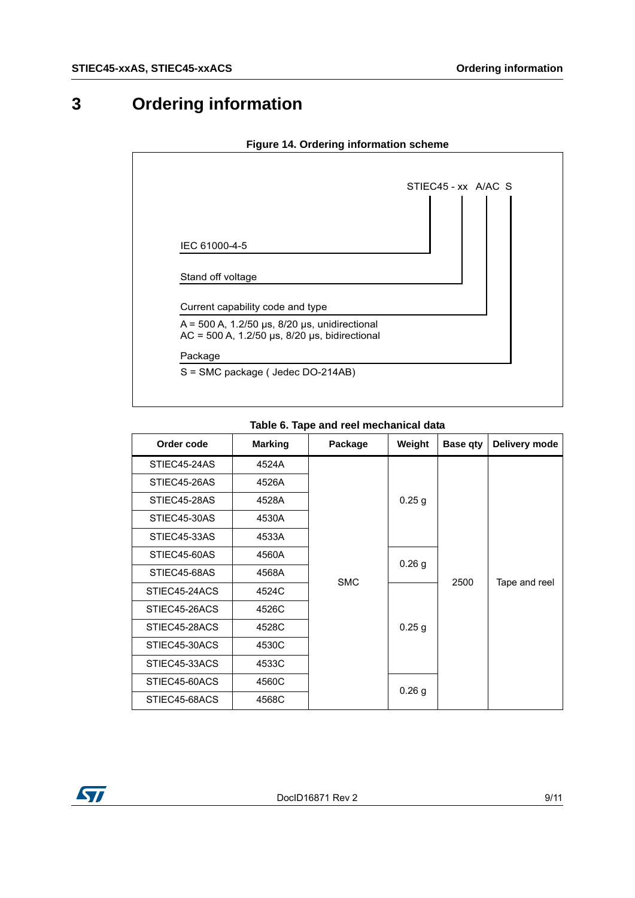# 3 Ordering information

**Figure 14. Ordering information scheme**

STIEC45 - xx A/AC S

- **IEC 61000-4-5** (STIEC45)
- **Stand off voltage** (xx)
- **Current capability code and type** (A/AC)
  - A = 500 A, 1.2/50 µs, 8/20 µs, unidirectional
  - AC = 500 A, 1.2/50 µs, 8/20 µs, bidirectional
- **Package** (S)
  - S = SMC package ( Jedec DO-214AB)

**Table 6. Tape and reel mechanical data**

| Order code | Marking | Package | Weight | Base qty | Delivery mode |
|---|---|---|---|---|---|
| STIEC45-24AS | 4524A | SMC | 0.25 g | 2500 | Tape and reel |
| STIEC45-26AS | 4526A | SMC | 0.25 g | 2500 | Tape and reel |
| STIEC45-28AS | 4528A | SMC | 0.25 g | 2500 | Tape and reel |
| STIEC45-30AS | 4530A | SMC | 0.25 g | 2500 | Tape and reel |
| STIEC45-33AS | 4533A | SMC | 0.25 g | 2500 | Tape and reel |
| STIEC45-60AS | 4560A | SMC | 0.26 g | 2500 | Tape and reel |
| STIEC45-68AS | 4568A | SMC | 0.26 g | 2500 | Tape and reel |
| STIEC45-24ACS | 4524C | SMC | 0.25 g | 2500 | Tape and reel |
| STIEC45-26ACS | 4526C | SMC | 0.25 g | 2500 | Tape and reel |
| STIEC45-28ACS | 4528C | SMC | 0.25 g | 2500 | Tape and reel |
| STIEC45-30ACS | 4530C | SMC | 0.25 g | 2500 | Tape and reel |
| STIEC45-33ACS | 4533C | SMC | 0.25 g | 2500 | Tape and reel |
| STIEC45-60ACS | 4560C | SMC | 0.26 g | 2500 | Tape and reel |
| STIEC45-68ACS | 4568C | SMC | 0.26 g | 2500 | Tape and reel |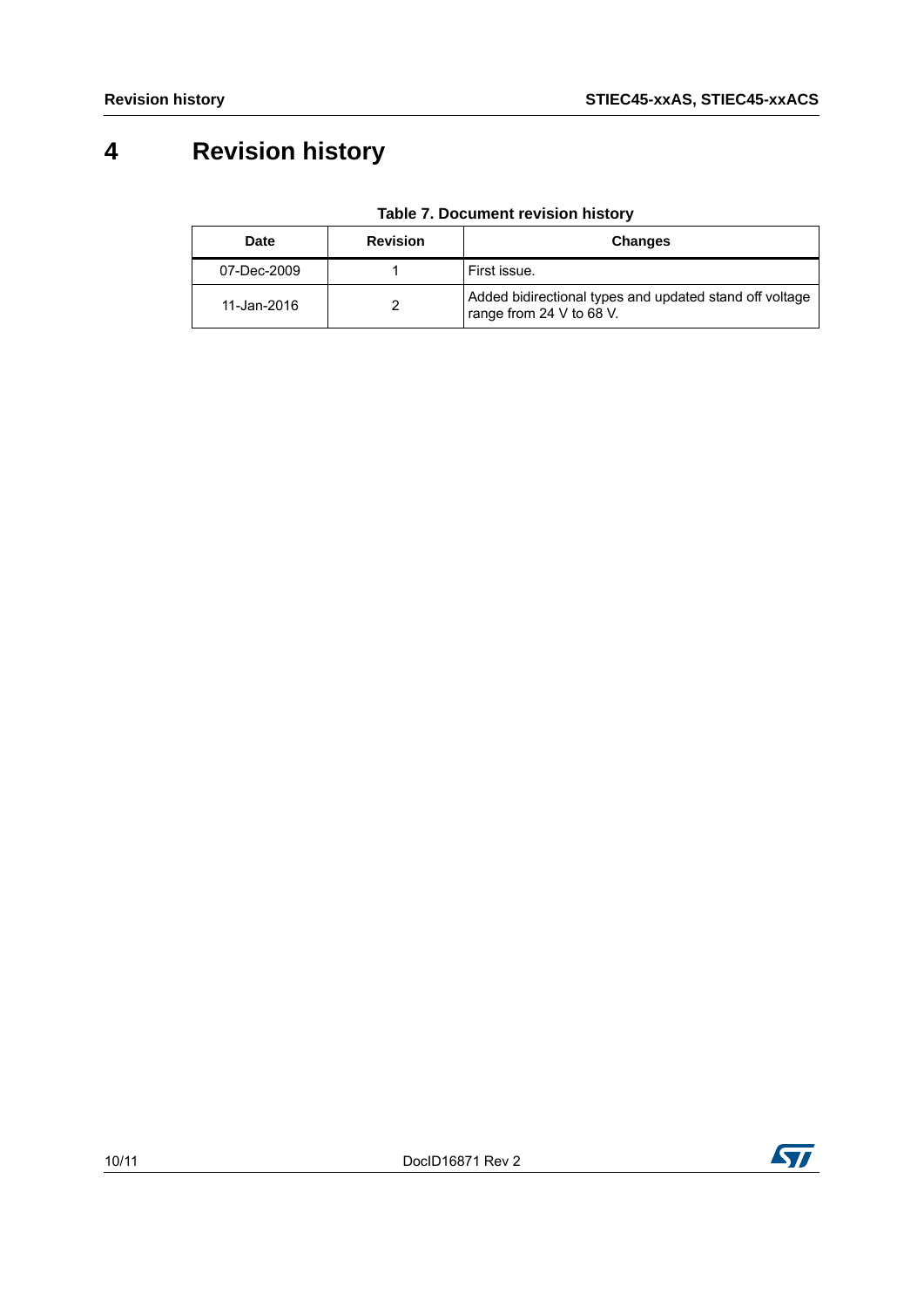# 4 Revision history

**Table 7. Document revision history**

| Date | Revision | Changes |
| --- | --- | --- |
| 07-Dec-2009 | 1 | First issue. |
| 11-Jan-2016 | 2 | Added bidirectional types and updated stand off voltage range from 24 V to 68 V. |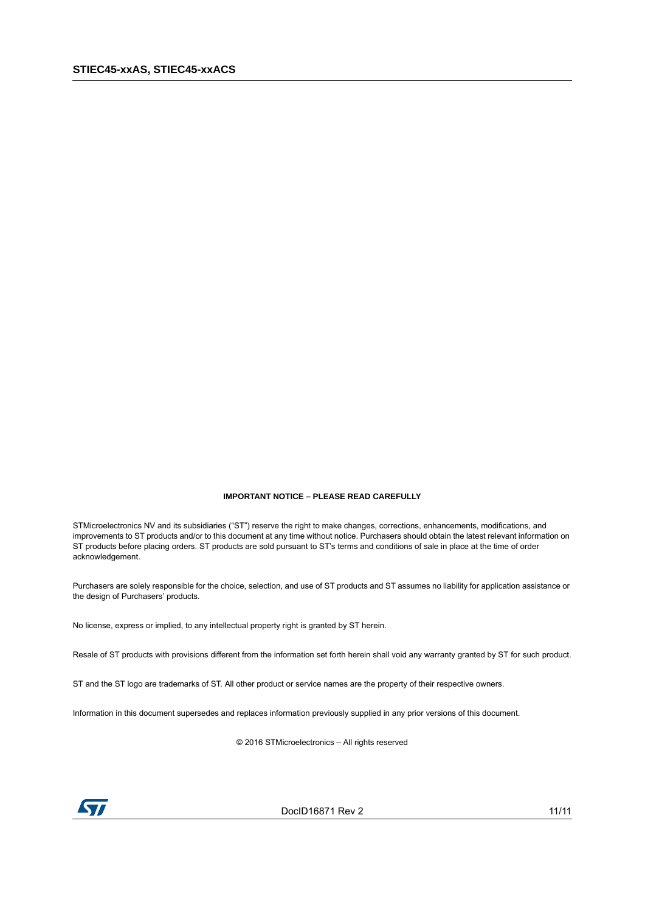**IMPORTANT NOTICE – PLEASE READ CAREFULLY**

STMicroelectronics NV and its subsidiaries ("ST") reserve the right to make changes, corrections, enhancements, modifications, and improvements to ST products and/or to this document at any time without notice. Purchasers should obtain the latest relevant information on ST products before placing orders. ST products are sold pursuant to ST's terms and conditions of sale in place at the time of order acknowledgement.

Purchasers are solely responsible for the choice, selection, and use of ST products and ST assumes no liability for application assistance or the design of Purchasers' products.

No license, express or implied, to any intellectual property right is granted by ST herein.

Resale of ST products with provisions different from the information set forth herein shall void any warranty granted by ST for such product.

ST and the ST logo are trademarks of ST. All other product or service names are the property of their respective owners.

Information in this document supersedes and replaces information previously supplied in any prior versions of this document.

© 2016 STMicroelectronics – All rights reserved